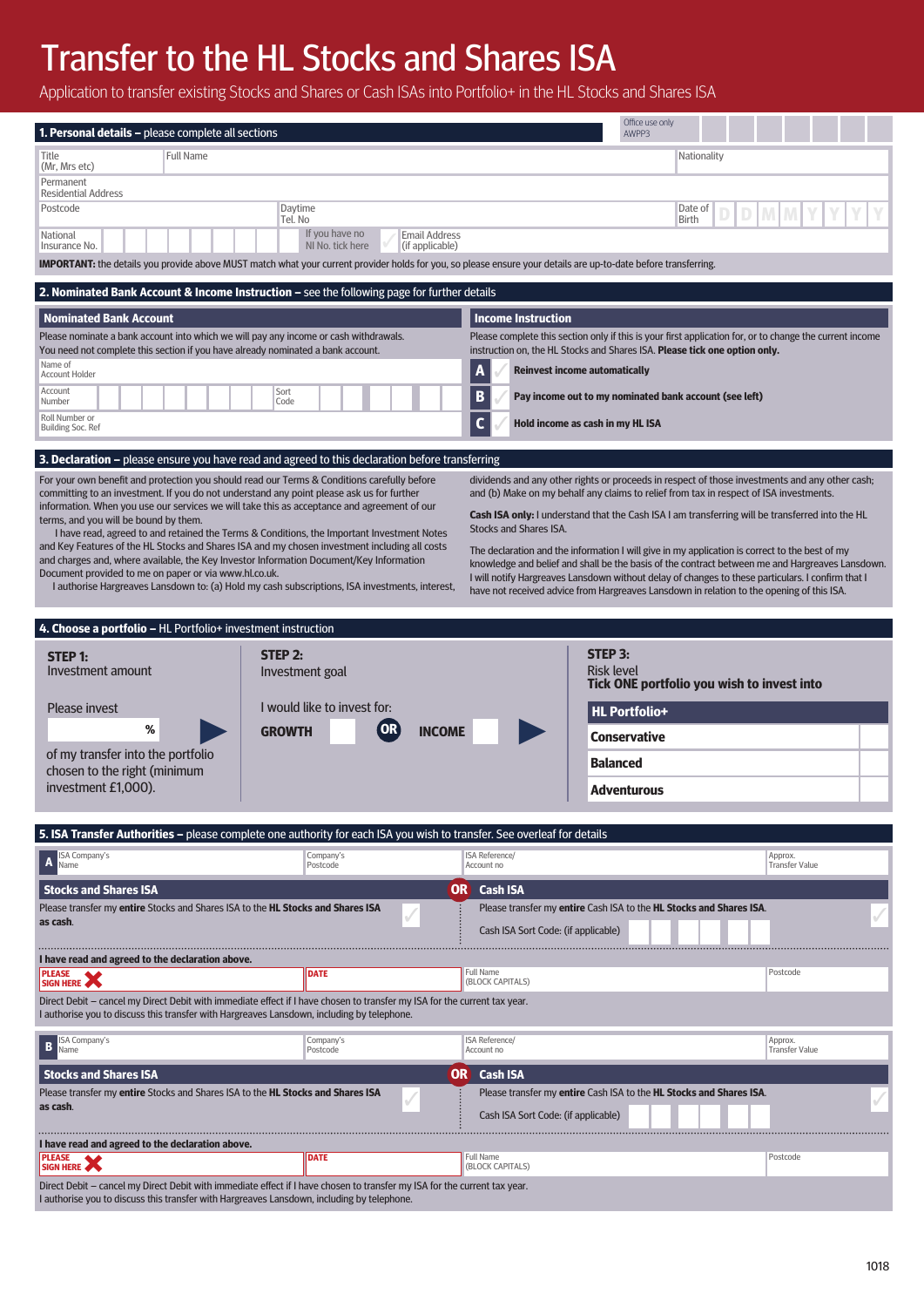# Transfer to the HL Stocks and Shares ISA

Application to transfer existing Stocks and Shares or Cash ISAs into Portfolio+ in the HL Stocks and Shares ISA

## 1. Personal details – please complete all sections

Office use only AWPP3

| Title (Mr, Mrs etc) | Full Name | | Nationality | |
|---|---|---|---|---|
| Permanent Residential Address | | | | |
| Postcode | | Daytime Tel. No | Date of Birth | D D M M Y Y Y Y |
| National Insurance No. | | If you have no NI No. tick here ✓ | Email Address (if applicable) | |

**IMPORTANT:** the details you provide above MUST match what your current provider holds for you, so please ensure your details are up-to-date before transferring.

## 2. Nominated Bank Account & Income Instruction – see the following page for further details

### Nominated Bank Account

Please nominate a bank account into which we will pay any income or cash withdrawals. You need not complete this section if you have already nominated a bank account.

| Name of Account Holder | | | |
|---|---|---|---|
| Account Number | | Sort Code | |
| Roll Number or Building Soc. Ref | | | |

### Income Instruction

Please complete this section only if this is your first application for, or to change the current income instruction on, the HL Stocks and Shares ISA. **Please tick one option only.**

- **A** ✓ **Reinvest income automatically**
- **B** ✓ **Pay income out to my nominated bank account (see left)**
- **C** ✓ **Hold income as cash in my HL ISA**

## 3. Declaration – please ensure you have read and agreed to this declaration before transferring

For your own benefit and protection you should read our Terms & Conditions carefully before committing to an investment. If you do not understand any point please ask us for further information. When you use our services we will take this as acceptance and agreement of our terms, and you will be bound by them.

I have read, agreed to and retained the Terms & Conditions, the Important Investment Notes and Key Features of the HL Stocks and Shares ISA and my chosen investment including all costs and charges and, where available, the Key Investor Information Document/Key Information Document provided to me on paper or via www.hl.co.uk.

I authorise Hargreaves Lansdown to: (a) Hold my cash subscriptions, ISA investments, interest, dividends and any other rights or proceeds in respect of those investments and any other cash; and (b) Make on my behalf any claims to relief from tax in respect of ISA investments.

**Cash ISA only:** I understand that the Cash ISA I am transferring will be transferred into the HL Stocks and Shares ISA.

The declaration and the information I will give in my application is correct to the best of my knowledge and belief and shall be the basis of the contract between me and Hargreaves Lansdown. I will notify Hargreaves Lansdown without delay of changes to these particulars. I confirm that I have not received advice from Hargreaves Lansdown in relation to the opening of this ISA.

## 4. Choose a portfolio – HL Portfolio+ investment instruction

**STEP 1:** Investment amount

Please invest ______ % of my transfer into the portfolio chosen to the right (minimum investment £1,000).

**STEP 2:** Investment goal

I would like to invest for: **GROWTH** ☐ **OR** **INCOME** ☐

**STEP 3:** Risk level
**Tick ONE portfolio you wish to invest into**

| HL Portfolio+ | |
|---|---|
| **Conservative** | ☐ |
| **Balanced** | ☐ |
| **Adventurous** | ☐ |

## 5. ISA Transfer Authorities – please complete one authority for each ISA you wish to transfer. See overleaf for details

### A

| ISA Company's Name | Company's Postcode | ISA Reference/ Account no | Approx. Transfer Value |
|---|---|---|---|
| | | | |

**Stocks and Shares ISA**

Please transfer my **entire** Stocks and Shares ISA to the **HL Stocks and Shares ISA** as cash. ✓

**OR**

**Cash ISA**

Please transfer my **entire** Cash ISA to the **HL Stocks and Shares ISA**. ✓

Cash ISA Sort Code: (if applicable)

**I have read and agreed to the declaration above.**

| PLEASE SIGN HERE ✗ | DATE | Full Name (BLOCK CAPITALS) | Postcode |
|---|---|---|---|
| | | | |

Direct Debit – cancel my Direct Debit with immediate effect if I have chosen to transfer my ISA for the current tax year.
I authorise you to discuss this transfer with Hargreaves Lansdown, including by telephone.

### B

| ISA Company's Name | Company's Postcode | ISA Reference/ Account no | Approx. Transfer Value |
|---|---|---|---|
| | | | |

**Stocks and Shares ISA**

Please transfer my **entire** Stocks and Shares ISA to the **HL Stocks and Shares ISA** as cash. ✓

**OR**

**Cash ISA**

Please transfer my **entire** Cash ISA to the **HL Stocks and Shares ISA**. ✓

Cash ISA Sort Code: (if applicable)

**I have read and agreed to the declaration above.**

| PLEASE SIGN HERE ✗ | DATE | Full Name (BLOCK CAPITALS) | Postcode |
|---|---|---|---|
| | | | |

Direct Debit – cancel my Direct Debit with immediate effect if I have chosen to transfer my ISA for the current tax year.
I authorise you to discuss this transfer with Hargreaves Lansdown, including by telephone.

1018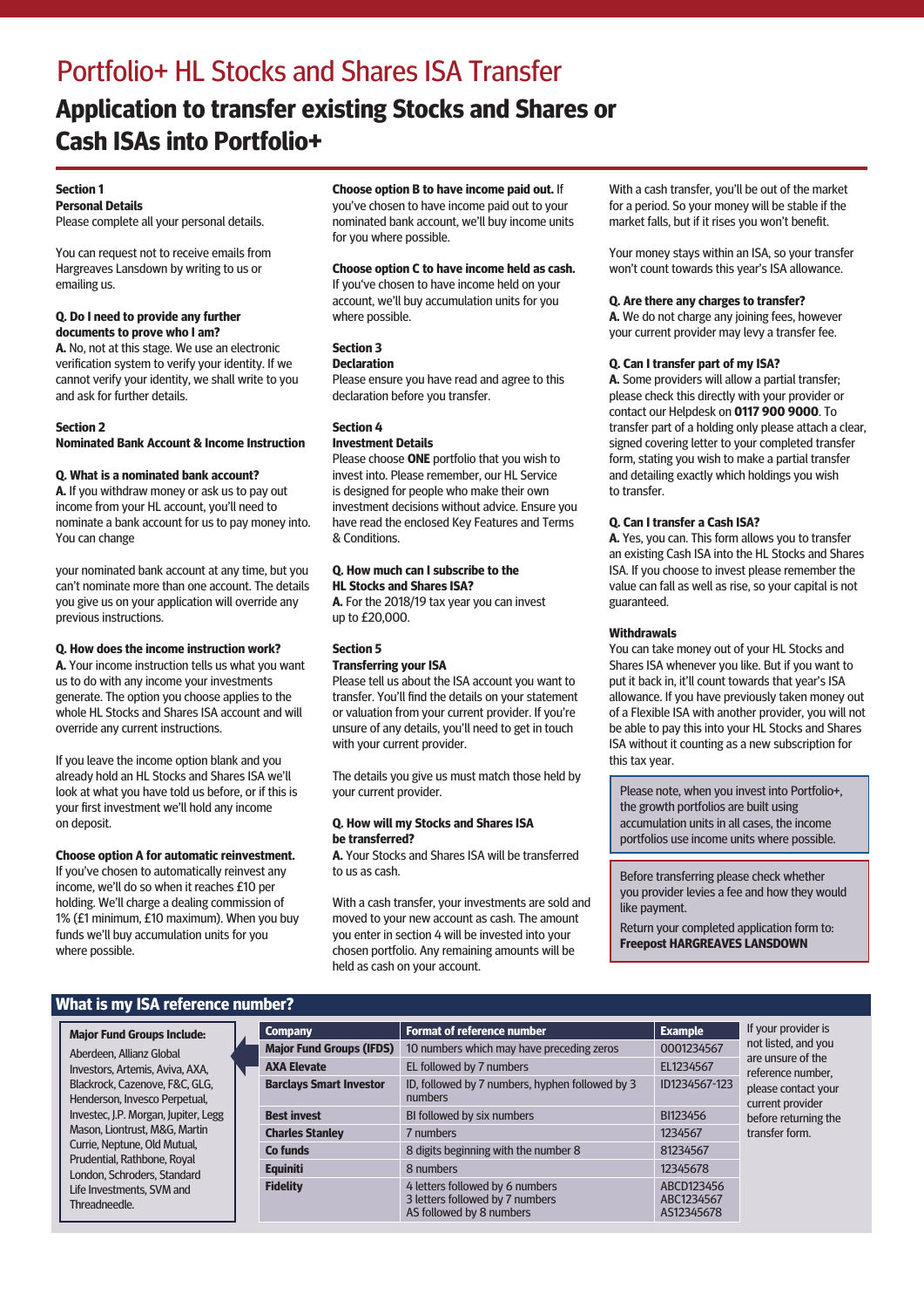# Portfolio+ HL Stocks and Shares ISA Transfer

## Application to transfer existing Stocks and Shares or Cash ISAs into Portfolio+

**Section 1**
**Personal Details**
Please complete all your personal details.

You can request not to receive emails from Hargreaves Lansdown by writing to us or emailing us.

**Q. Do I need to provide any further documents to prove who I am?**
**A.** No, not at this stage. We use an electronic verification system to verify your identity. If we cannot verify your identity, we shall write to you and ask for further details.

**Section 2**
**Nominated Bank Account & Income Instruction**

**Q. What is a nominated bank account?**
**A.** If you withdraw money or ask us to pay out income from your HL account, you'll need to nominate a bank account for us to pay money into. You can change

your nominated bank account at any time, but you can't nominate more than one account. The details you give us on your application will override any previous instructions.

**Q. How does the income instruction work?**
**A.** Your income instruction tells us what you want us to do with any income your investments generate. The option you choose applies to the whole HL Stocks and Shares ISA account and will override any current instructions.

If you leave the income option blank and you already hold an HL Stocks and Shares ISA we'll look at what you have told us before, or if this is your first investment we'll hold any income on deposit.

**Choose option A for automatic reinvestment.** If you've chosen to automatically reinvest any income, we'll do so when it reaches £10 per holding. We'll charge a dealing commission of 1% (£1 minimum, £10 maximum). When you buy funds we'll buy accumulation units for you where possible.

**Choose option B to have income paid out.** If you've chosen to have income paid out to your nominated bank account, we'll buy income units for you where possible.

**Choose option C to have income held as cash.** If you've chosen to have income held on your account, we'll buy accumulation units for you where possible.

**Section 3**
**Declaration**
Please ensure you have read and agree to this declaration before you transfer.

**Section 4**
**Investment Details**
Please choose **ONE** portfolio that you wish to invest into. Please remember, our HL Service is designed for people who make their own investment decisions without advice. Ensure you have read the enclosed Key Features and Terms & Conditions.

**Q. How much can I subscribe to the HL Stocks and Shares ISA?**
**A.** For the 2018/19 tax year you can invest up to £20,000.

**Section 5**
**Transferring your ISA**
Please tell us about the ISA account you want to transfer. You'll find the details on your statement or valuation from your current provider. If you're unsure of any details, you'll need to get in touch with your current provider.

The details you give us must match those held by your current provider.

**Q. How will my Stocks and Shares ISA be transferred?**
**A.** Your Stocks and Shares ISA will be transferred to us as cash.

With a cash transfer, your investments are sold and moved to your new account as cash. The amount you enter in section 4 will be invested into your chosen portfolio. Any remaining amounts will be held as cash on your account.

With a cash transfer, you'll be out of the market for a period. So your money will be stable if the market falls, but if it rises you won't benefit.

Your money stays within an ISA, so your transfer won't count towards this year's ISA allowance.

**Q. Are there any charges to transfer?**
**A.** We do not charge any joining fees, however your current provider may levy a transfer fee.

**Q. Can I transfer part of my ISA?**
**A.** Some providers will allow a partial transfer; please check this directly with your provider or contact our Helpdesk on **0117 900 9000**. To transfer part of a holding only please attach a clear, signed covering letter to your completed transfer form, stating you wish to make a partial transfer and detailing exactly which holdings you wish to transfer.

**Q. Can I transfer a Cash ISA?**
**A.** Yes, you can. This form allows you to transfer an existing Cash ISA into the HL Stocks and Shares ISA. If you choose to invest please remember the value can fall as well as rise, so your capital is not guaranteed.

**Withdrawals**
You can take money out of your HL Stocks and Shares ISA whenever you like. But if you want to put it back in, it'll count towards that year's ISA allowance. If you have previously taken money out of a Flexible ISA with another provider, you will not be able to pay this into your HL Stocks and Shares ISA without it counting as a new subscription for this tax year.

Please note, when you invest into Portfolio+, the growth portfolios are built using accumulation units in all cases, the income portfolios use income units where possible.

Before transferring please check whether you provider levies a fee and how they would like payment.

Return your completed application form to:
**Freepost HARGREAVES LANSDOWN**

## What is my ISA reference number?

**Major Fund Groups Include:**
Aberdeen, Allianz Global Investors, Artemis, Aviva, AXA, Blackrock, Cazenove, F&C, GLG, Henderson, Invesco Perpetual, Investec, J.P. Morgan, Jupiter, Legg Mason, Liontrust, M&G, Martin Currie, Neptune, Old Mutual, Prudential, Rathbone, Royal London, Schroders, Standard Life Investments, SVM and Threadneedle.

| Company | Format of reference number | Example |
|---|---|---|
| **Major Fund Groups (IFDS)** | 10 numbers which may have preceding zeros | 0001234567 |
| **AXA Elevate** | EL followed by 7 numbers | EL1234567 |
| **Barclays Smart Investor** | ID, followed by 7 numbers, hyphen followed by 3 numbers | ID1234567-123 |
| **Best invest** | BI followed by six numbers | BI123456 |
| **Charles Stanley** | 7 numbers | 1234567 |
| **Co funds** | 8 digits beginning with the number 8 | 81234567 |
| **Equiniti** | 8 numbers | 12345678 |
| **Fidelity** | 4 letters followed by 6 numbers<br>3 letters followed by 7 numbers<br>AS followed by 8 numbers | ABCD123456<br>ABC1234567<br>AS12345678 |

If your provider is not listed, and you are unsure of the reference number, please contact your current provider before returning the transfer form.